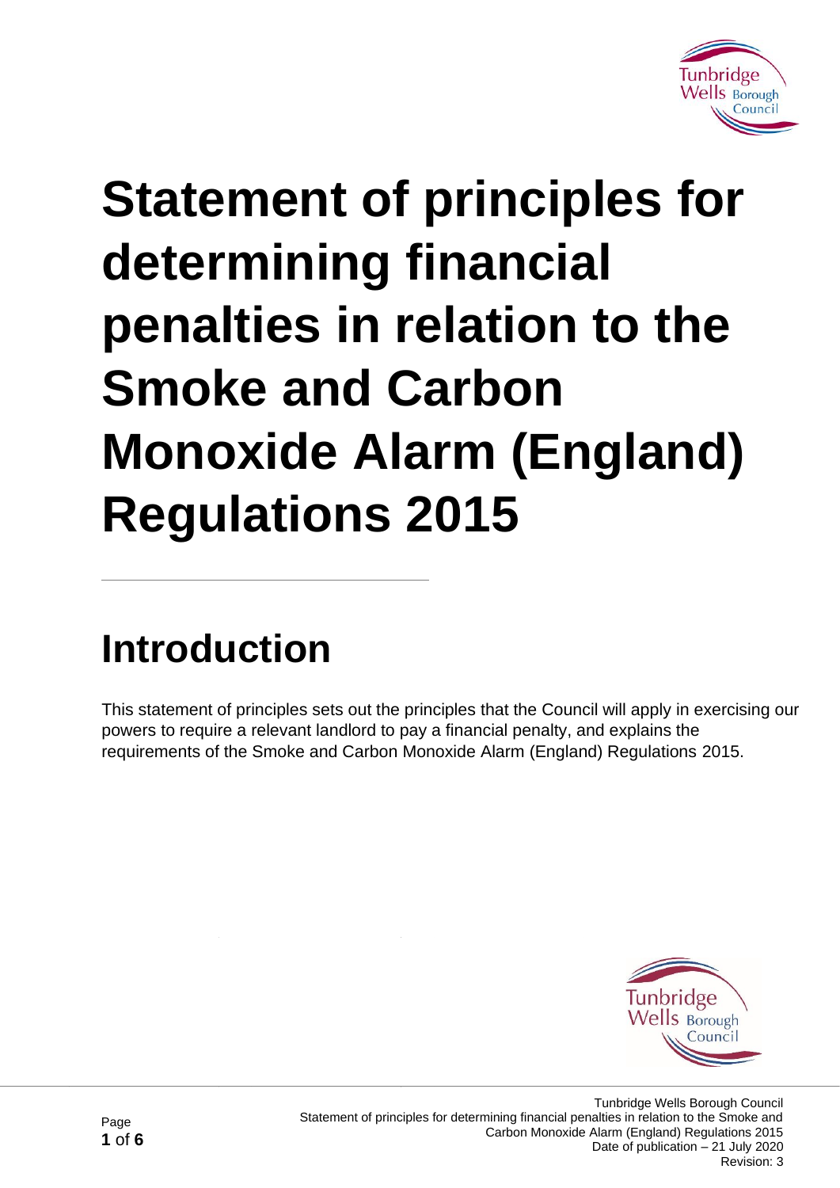# Statement of principles for determining financial penalties in relation to the Smoke and Carbon Monoxide Alarm (England) Regulations 2015

## Introduction

This statement of principles sets out the principles that the Council will apply in exercising our powers to require a relevant landlord to pay a financial penalty, and explains the requirements of the Smoke and Carbon Monoxide Alarm (England) Regulations 2015.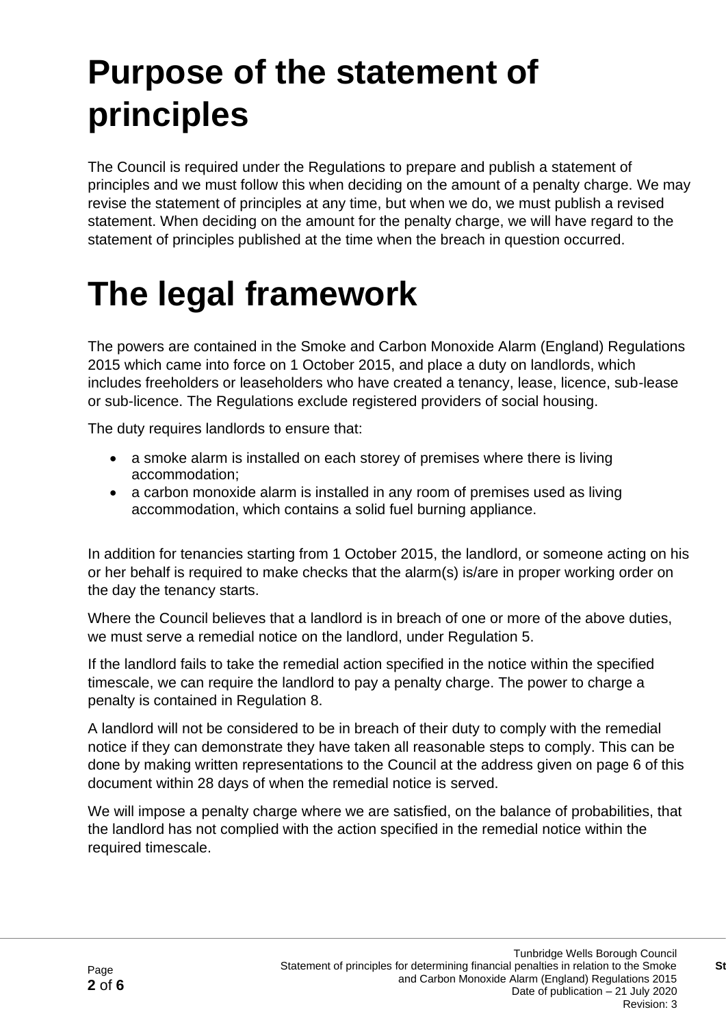# Purpose of the statement of principles

The Council is required under the Regulations to prepare and publish a statement of principles and we must follow this when deciding on the amount of a penalty charge. We may revise the statement of principles at any time, but when we do, we must publish a revised statement. When deciding on the amount for the penalty charge, we will have regard to the statement of principles published at the time when the breach in question occurred.

# The legal framework

The powers are contained in the Smoke and Carbon Monoxide Alarm (England) Regulations 2015 which came into force on 1 October 2015, and place a duty on landlords, which includes freeholders or leaseholders who have created a tenancy, lease, licence, sub-lease or sub-licence. The Regulations exclude registered providers of social housing.

The duty requires landlords to ensure that:

- a smoke alarm is installed on each storey of premises where there is living accommodation;
- a carbon monoxide alarm is installed in any room of premises used as living accommodation, which contains a solid fuel burning appliance.

In addition for tenancies starting from 1 October 2015, the landlord, or someone acting on his or her behalf is required to make checks that the alarm(s) is/are in proper working order on the day the tenancy starts.

Where the Council believes that a landlord is in breach of one or more of the above duties, we must serve a remedial notice on the landlord, under Regulation 5.

If the landlord fails to take the remedial action specified in the notice within the specified timescale, we can require the landlord to pay a penalty charge. The power to charge a penalty is contained in Regulation 8.

A landlord will not be considered to be in breach of their duty to comply with the remedial notice if they can demonstrate they have taken all reasonable steps to comply. This can be done by making written representations to the Council at the address given on page 6 of this document within 28 days of when the remedial notice is served.

We will impose a penalty charge where we are satisfied, on the balance of probabilities, that the landlord has not complied with the action specified in the remedial notice within the required timescale.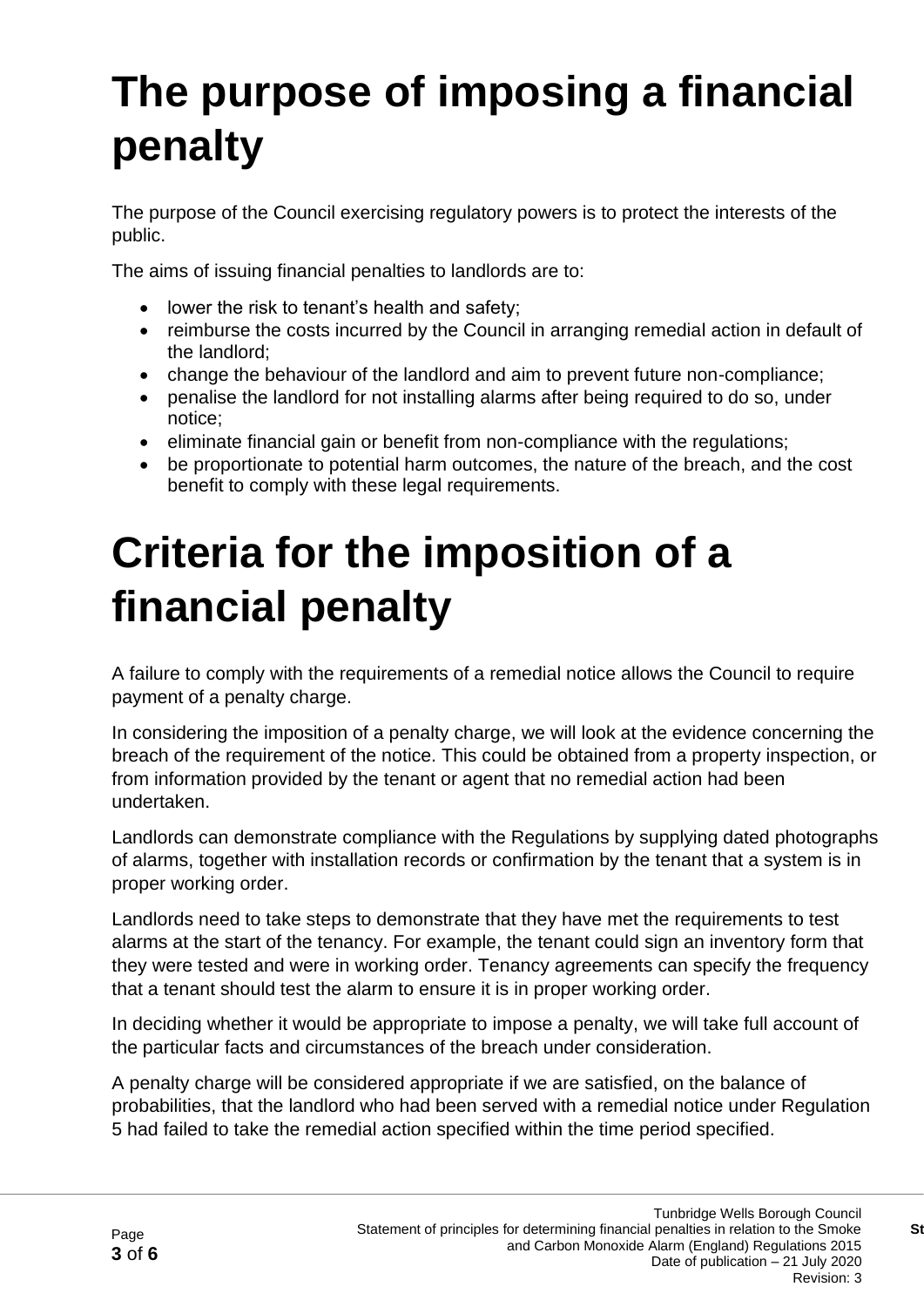# The purpose of imposing a financial penalty

The purpose of the Council exercising regulatory powers is to protect the interests of the public.

The aims of issuing financial penalties to landlords are to:

- lower the risk to tenant's health and safety;
- reimburse the costs incurred by the Council in arranging remedial action in default of the landlord;
- change the behaviour of the landlord and aim to prevent future non-compliance;
- penalise the landlord for not installing alarms after being required to do so, under notice;
- eliminate financial gain or benefit from non-compliance with the regulations;
- be proportionate to potential harm outcomes, the nature of the breach, and the cost benefit to comply with these legal requirements.

# Criteria for the imposition of a financial penalty

A failure to comply with the requirements of a remedial notice allows the Council to require payment of a penalty charge.

In considering the imposition of a penalty charge, we will look at the evidence concerning the breach of the requirement of the notice. This could be obtained from a property inspection, or from information provided by the tenant or agent that no remedial action had been undertaken.

Landlords can demonstrate compliance with the Regulations by supplying dated photographs of alarms, together with installation records or confirmation by the tenant that a system is in proper working order.

Landlords need to take steps to demonstrate that they have met the requirements to test alarms at the start of the tenancy. For example, the tenant could sign an inventory form that they were tested and were in working order. Tenancy agreements can specify the frequency that a tenant should test the alarm to ensure it is in proper working order.

In deciding whether it would be appropriate to impose a penalty, we will take full account of the particular facts and circumstances of the breach under consideration.

A penalty charge will be considered appropriate if we are satisfied, on the balance of probabilities, that the landlord who had been served with a remedial notice under Regulation 5 had failed to take the remedial action specified within the time period specified.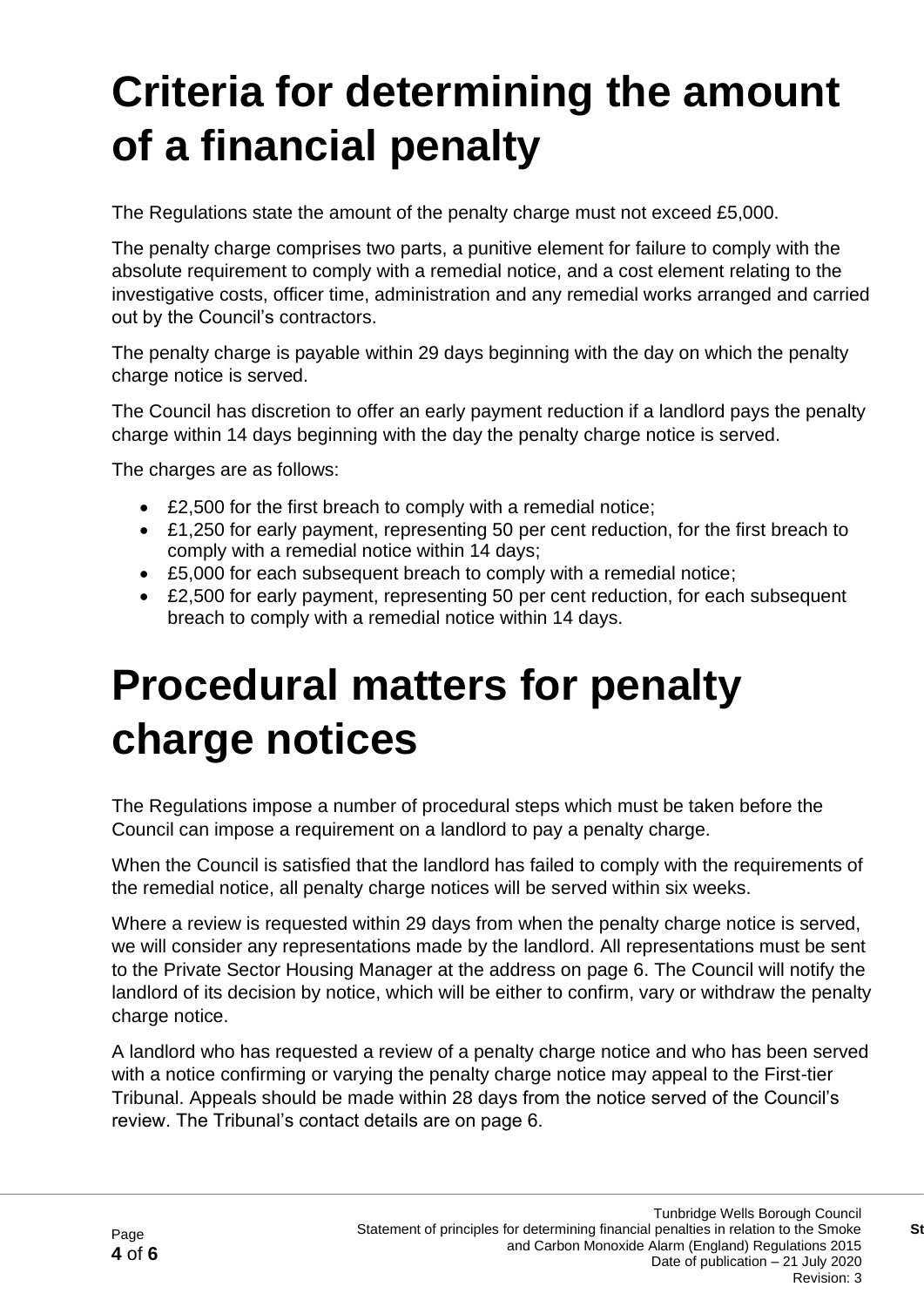# Criteria for determining the amount of a financial penalty

The Regulations state the amount of the penalty charge must not exceed £5,000.

The penalty charge comprises two parts, a punitive element for failure to comply with the absolute requirement to comply with a remedial notice, and a cost element relating to the investigative costs, officer time, administration and any remedial works arranged and carried out by the Council's contractors.

The penalty charge is payable within 29 days beginning with the day on which the penalty charge notice is served.

The Council has discretion to offer an early payment reduction if a landlord pays the penalty charge within 14 days beginning with the day the penalty charge notice is served.

The charges are as follows:

- £2,500 for the first breach to comply with a remedial notice;
- £1,250 for early payment, representing 50 per cent reduction, for the first breach to comply with a remedial notice within 14 days;
- £5,000 for each subsequent breach to comply with a remedial notice;
- £2,500 for early payment, representing 50 per cent reduction, for each subsequent breach to comply with a remedial notice within 14 days.

# Procedural matters for penalty charge notices

The Regulations impose a number of procedural steps which must be taken before the Council can impose a requirement on a landlord to pay a penalty charge.

When the Council is satisfied that the landlord has failed to comply with the requirements of the remedial notice, all penalty charge notices will be served within six weeks.

Where a review is requested within 29 days from when the penalty charge notice is served, we will consider any representations made by the landlord. All representations must be sent to the Private Sector Housing Manager at the address on page 6. The Council will notify the landlord of its decision by notice, which will be either to confirm, vary or withdraw the penalty charge notice.

A landlord who has requested a review of a penalty charge notice and who has been served with a notice confirming or varying the penalty charge notice may appeal to the First-tier Tribunal. Appeals should be made within 28 days from the notice served of the Council's review. The Tribunal's contact details are on page 6.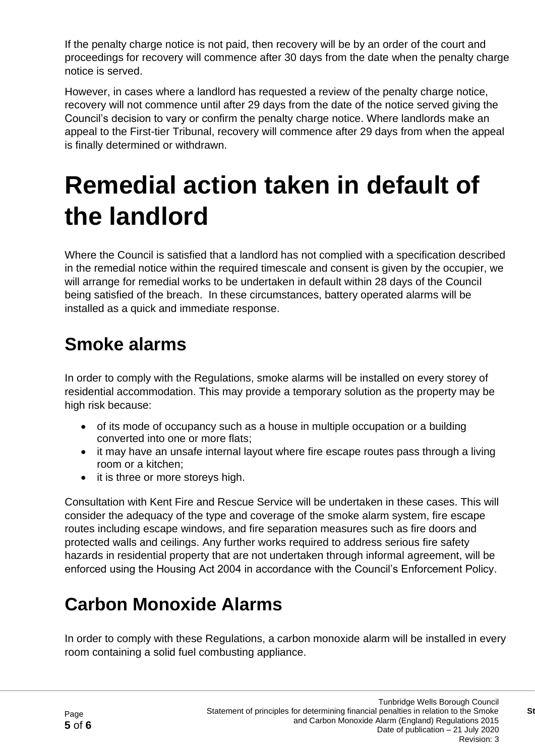If the penalty charge notice is not paid, then recovery will be by an order of the court and proceedings for recovery will commence after 30 days from the date when the penalty charge notice is served.

However, in cases where a landlord has requested a review of the penalty charge notice, recovery will not commence until after 29 days from the date of the notice served giving the Council's decision to vary or confirm the penalty charge notice. Where landlords make an appeal to the First-tier Tribunal, recovery will commence after 29 days from when the appeal is finally determined or withdrawn.

# Remedial action taken in default of the landlord

Where the Council is satisfied that a landlord has not complied with a specification described in the remedial notice within the required timescale and consent is given by the occupier, we will arrange for remedial works to be undertaken in default within 28 days of the Council being satisfied of the breach. In these circumstances, battery operated alarms will be installed as a quick and immediate response.

## Smoke alarms

In order to comply with the Regulations, smoke alarms will be installed on every storey of residential accommodation. This may provide a temporary solution as the property may be high risk because:

- of its mode of occupancy such as a house in multiple occupation or a building converted into one or more flats;
- it may have an unsafe internal layout where fire escape routes pass through a living room or a kitchen;
- it is three or more storeys high.

Consultation with Kent Fire and Rescue Service will be undertaken in these cases. This will consider the adequacy of the type and coverage of the smoke alarm system, fire escape routes including escape windows, and fire separation measures such as fire doors and protected walls and ceilings. Any further works required to address serious fire safety hazards in residential property that are not undertaken through informal agreement, will be enforced using the Housing Act 2004 in accordance with the Council's Enforcement Policy.

## Carbon Monoxide Alarms

In order to comply with these Regulations, a carbon monoxide alarm will be installed in every room containing a solid fuel combusting appliance.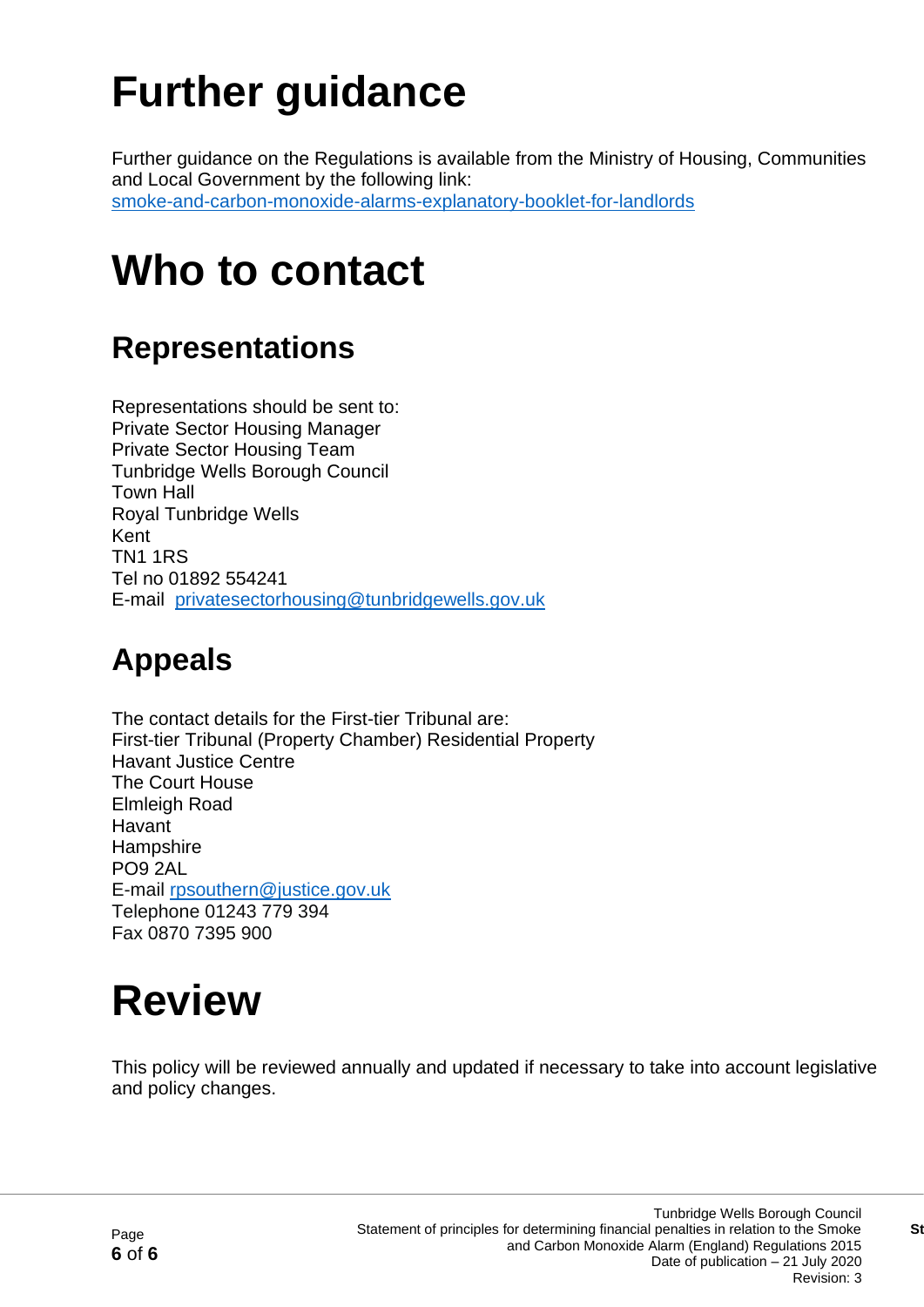# Further guidance

Further guidance on the Regulations is available from the Ministry of Housing, Communities and Local Government by the following link:
smoke-and-carbon-monoxide-alarms-explanatory-booklet-for-landlords

# Who to contact

## Representations

Representations should be sent to:
Private Sector Housing Manager
Private Sector Housing Team
Tunbridge Wells Borough Council
Town Hall
Royal Tunbridge Wells
Kent
TN1 1RS
Tel no 01892 554241
E-mail privatesectorhousing@tunbridgewells.gov.uk

## Appeals

The contact details for the First-tier Tribunal are:
First-tier Tribunal (Property Chamber) Residential Property
Havant Justice Centre
The Court House
Elmleigh Road
Havant
Hampshire
PO9 2AL
E-mail rpsouthern@justice.gov.uk
Telephone 01243 779 394
Fax 0870 7395 900

# Review

This policy will be reviewed annually and updated if necessary to take into account legislative and policy changes.